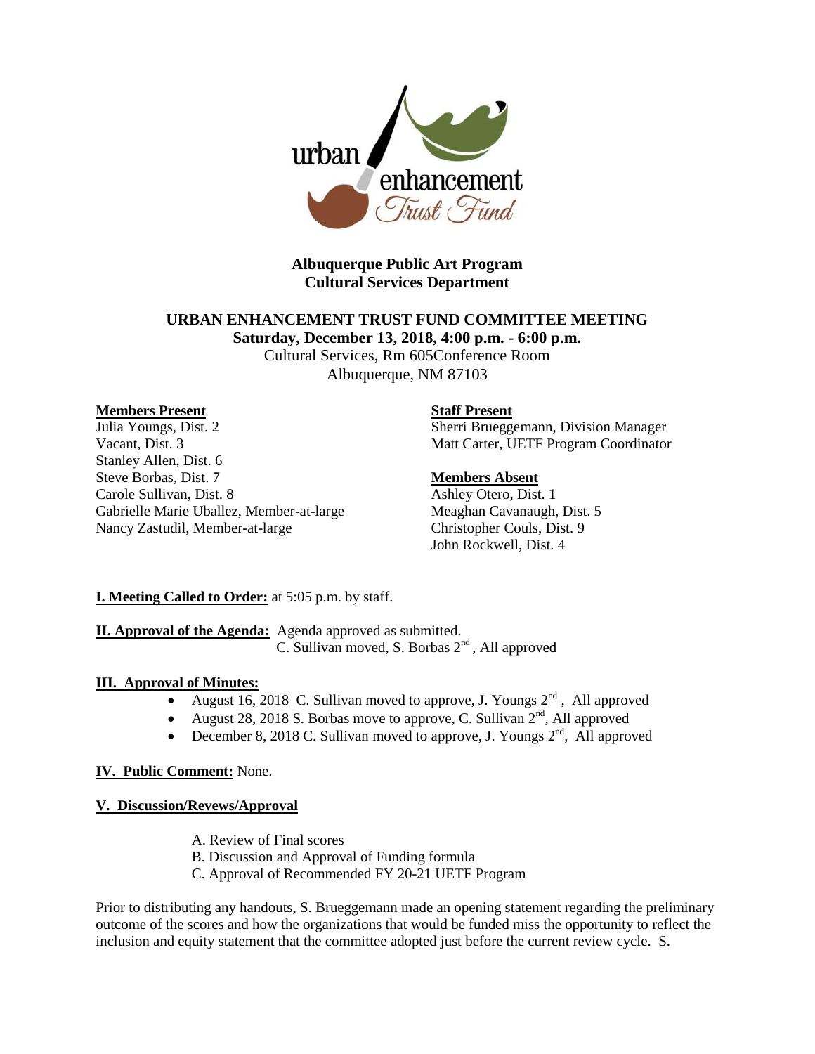**Albuquerque Public Art Program**
**Cultural Services Department**

## URBAN ENHANCEMENT TRUST FUND COMMITTEE MEETING

**Saturday, December 13, 2018, 4:00 p.m. - 6:00 p.m.**
Cultural Services, Rm 605Conference Room
Albuquerque, NM 87103

**Members Present**
Julia Youngs, Dist. 2
Vacant, Dist. 3
Stanley Allen, Dist. 6
Steve Borbas, Dist. 7
Carole Sullivan, Dist. 8
Gabrielle Marie Uballez, Member-at-large
Nancy Zastudil, Member-at-large

**Staff Present**
Sherri Brueggemann, Division Manager
Matt Carter, UETF Program Coordinator

**Members Absent**
Ashley Otero, Dist. 1
Meaghan Cavanaugh, Dist. 5
Christopher Couls, Dist. 9
John Rockwell, Dist. 4

**I. Meeting Called to Order:** at 5:05 p.m. by staff.

**II. Approval of the Agenda:** Agenda approved as submitted.
C. Sullivan moved, S. Borbas 2nd, All approved

**III. Approval of Minutes:**

- August 16, 2018 C. Sullivan moved to approve, J. Youngs 2nd, All approved
- August 28, 2018 S. Borbas move to approve, C. Sullivan 2nd, All approved
- December 8, 2018 C. Sullivan moved to approve, J. Youngs 2nd, All approved

**IV. Public Comment:** None.

**V. Discussion/Revews/Approval**

A. Review of Final scores
B. Discussion and Approval of Funding formula
C. Approval of Recommended FY 20-21 UETF Program

Prior to distributing any handouts, S. Brueggemann made an opening statement regarding the preliminary outcome of the scores and how the organizations that would be funded miss the opportunity to reflect the inclusion and equity statement that the committee adopted just before the current review cycle. S.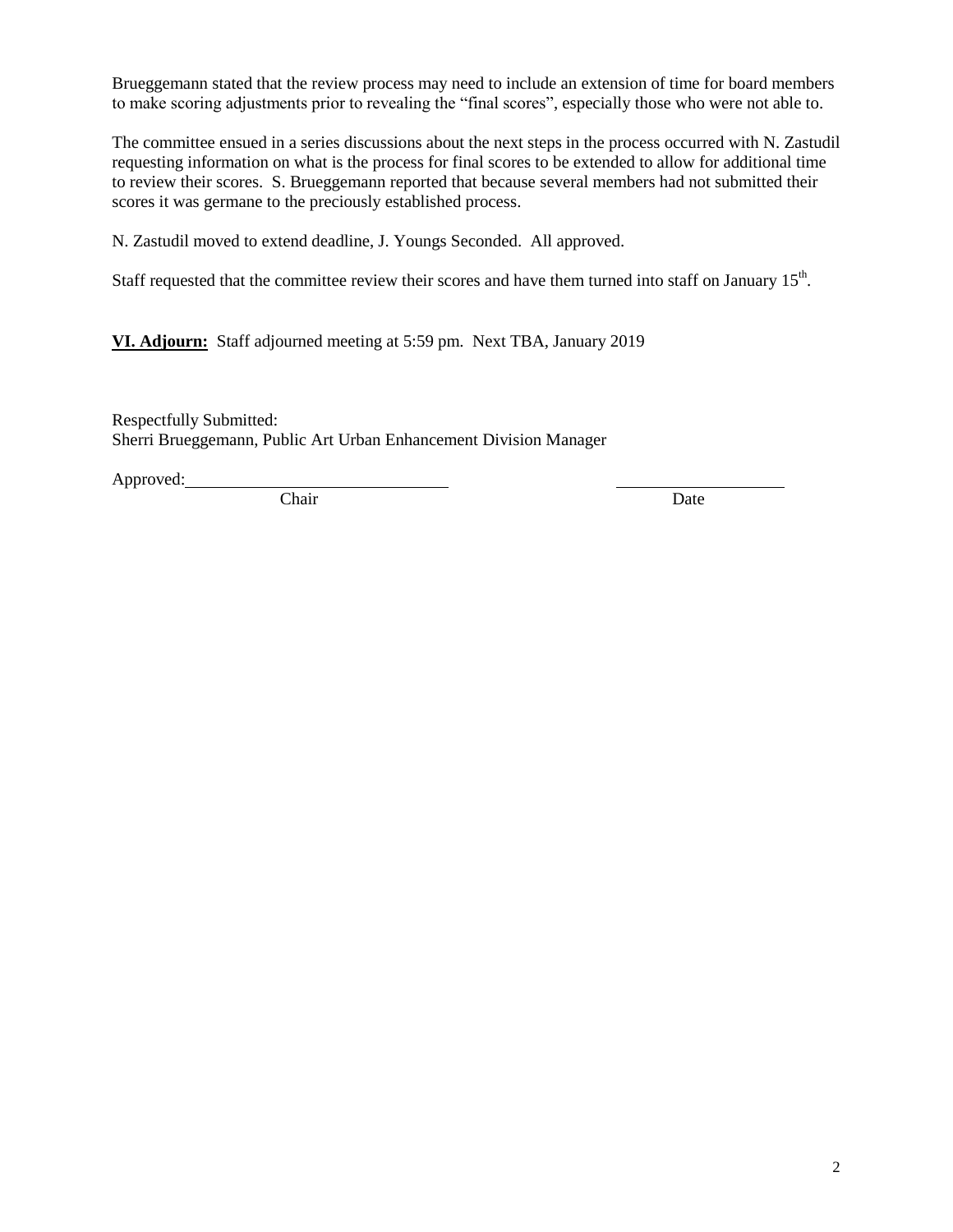Brueggemann stated that the review process may need to include an extension of time for board members to make scoring adjustments prior to revealing the "final scores", especially those who were not able to.

The committee ensued in a series discussions about the next steps in the process occurred with N. Zastudil requesting information on what is the process for final scores to be extended to allow for additional time to review their scores. S. Brueggemann reported that because several members had not submitted their scores it was germane to the preciously established process.

N. Zastudil moved to extend deadline, J. Youngs Seconded. All approved.

Staff requested that the committee review their scores and have them turned into staff on January 15th.

**VI. Adjourn:** Staff adjourned meeting at 5:59 pm. Next TBA, January 2019

Respectfully Submitted:
Sherri Brueggemann, Public Art Urban Enhancement Division Manager

Approved:\_\_\_\_\_\_\_\_\_\_\_\_\_\_\_\_\_\_\_\_\_\_\_\_\_\_\_\_\_\_ \_\_\_\_\_\_\_\_\_\_\_\_\_\_\_\_\_\_\_\_

Chair Date